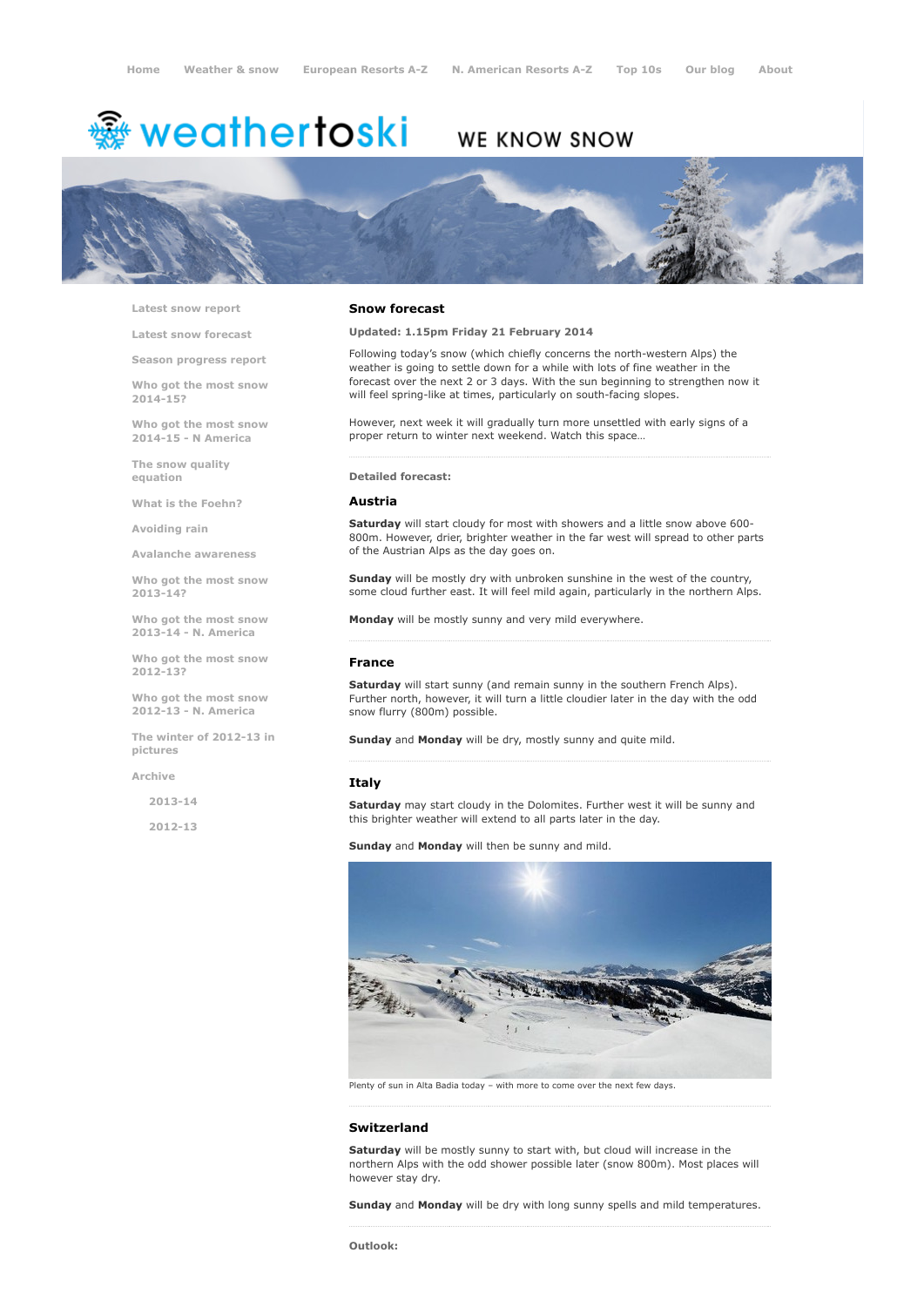Home | Weather & snow | European Resorts A-Z | N. American Resorts A-Z | Top 10s | Our blog | About

# weathertoski

WE KNOW SNOW

- Latest snow report
- Latest snow forecast
- Season progress report
- Who got the most snow 2014-15?
- Who got the most snow 2014-15 - N America
- The snow quality equation
- What is the Foehn?
- Avoiding rain
- Avalanche awareness
- Who got the most snow 2013-14?
- Who got the most snow 2013-14 - N. America
- Who got the most snow 2012-13?
- Who got the most snow 2012-13 - N. America
- The winter of 2012-13 in pictures
- Archive
  - 2013-14
  - 2012-13

## Snow forecast

**Updated: 1.15pm Friday 21 February 2014**

Following today's snow (which chiefly concerns the north-western Alps) the weather is going to settle down for a while with lots of fine weather in the forecast over the next 2 or 3 days. With the sun beginning to strengthen now it will feel spring-like at times, particularly on south-facing slopes.

However, next week it will gradually turn more unsettled with early signs of a proper return to winter next weekend. Watch this space…

**Detailed forecast:**

### Austria

**Saturday** will start cloudy for most with showers and a little snow above 600-800m. However, drier, brighter weather in the far west will spread to other parts of the Austrian Alps as the day goes on.

**Sunday** will be mostly dry with unbroken sunshine in the west of the country, some cloud further east. It will feel mild again, particularly in the northern Alps.

**Monday** will be mostly sunny and very mild everywhere.

### France

**Saturday** will start sunny (and remain sunny in the southern French Alps). Further north, however, it will turn a little cloudier later in the day with the odd snow flurry (800m) possible.

**Sunday** and **Monday** will be dry, mostly sunny and quite mild.

### Italy

**Saturday** may start cloudy in the Dolomites. Further west it will be sunny and this brighter weather will extend to all parts later in the day.

**Sunday** and **Monday** will then be sunny and mild.

Plenty of sun in Alta Badia today – with more to come over the next few days.

### Switzerland

**Saturday** will be mostly sunny to start with, but cloud will increase in the northern Alps with the odd shower possible later (snow 800m). Most places will however stay dry.

**Sunday** and **Monday** will be dry with long sunny spells and mild temperatures.

**Outlook:**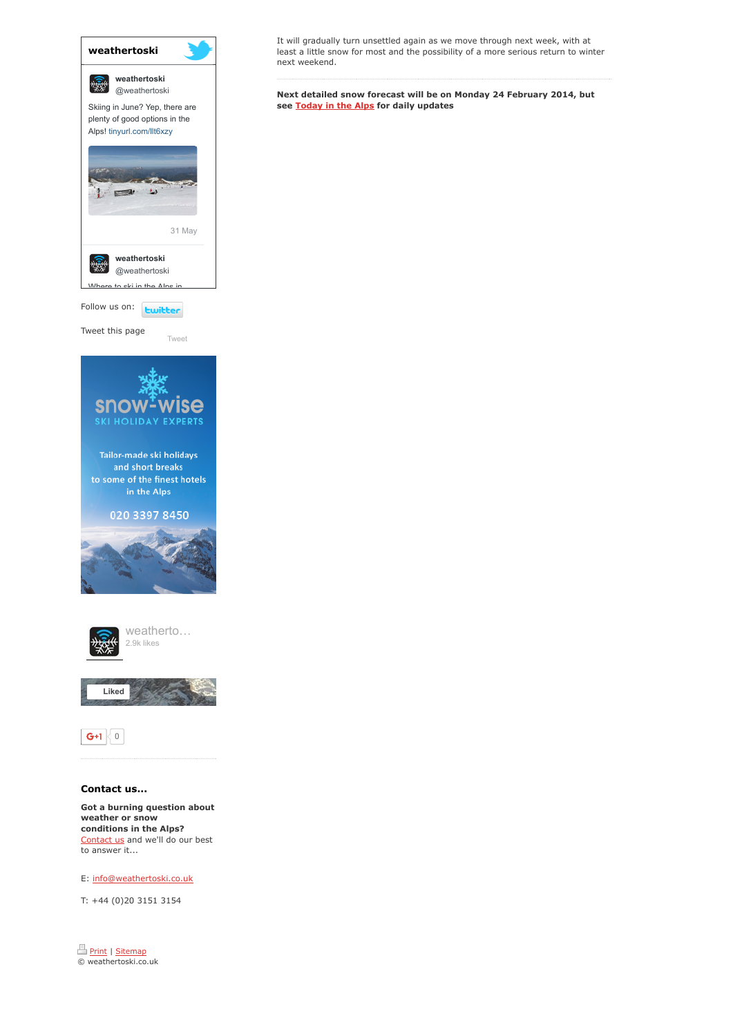It will gradually turn unsettled again as we move through next week, with at least a little snow for most and the possibility of a more serious return to winter next weekend.

**Next detailed snow forecast will be on Monday 24 February 2014, but see Today in the Alps for daily updates**

**weathertoski**

weathertoski
@weathertoski

Skiing in June? Yep, there are plenty of good options in the Alps! tinyurl.com/llt6xzy

31 May

weathertoski
@weathertoski

Where to ski in the Alps in

Follow us on:

Tweet this page

Tweet

snow-wise
SKI HOLIDAY EXPERTS

Tailor-made ski holidays and short breaks to some of the finest hotels in the Alps

020 3397 8450

weatherto...
2.9k likes

Liked

G+1 0

### Contact us...

**Got a burning question about weather or snow conditions in the Alps?**
Contact us and we'll do our best to answer it...

E: info@weathertoski.co.uk

T: +44 (0)20 3151 3154

Print | Sitemap
© weathertoski.co.uk